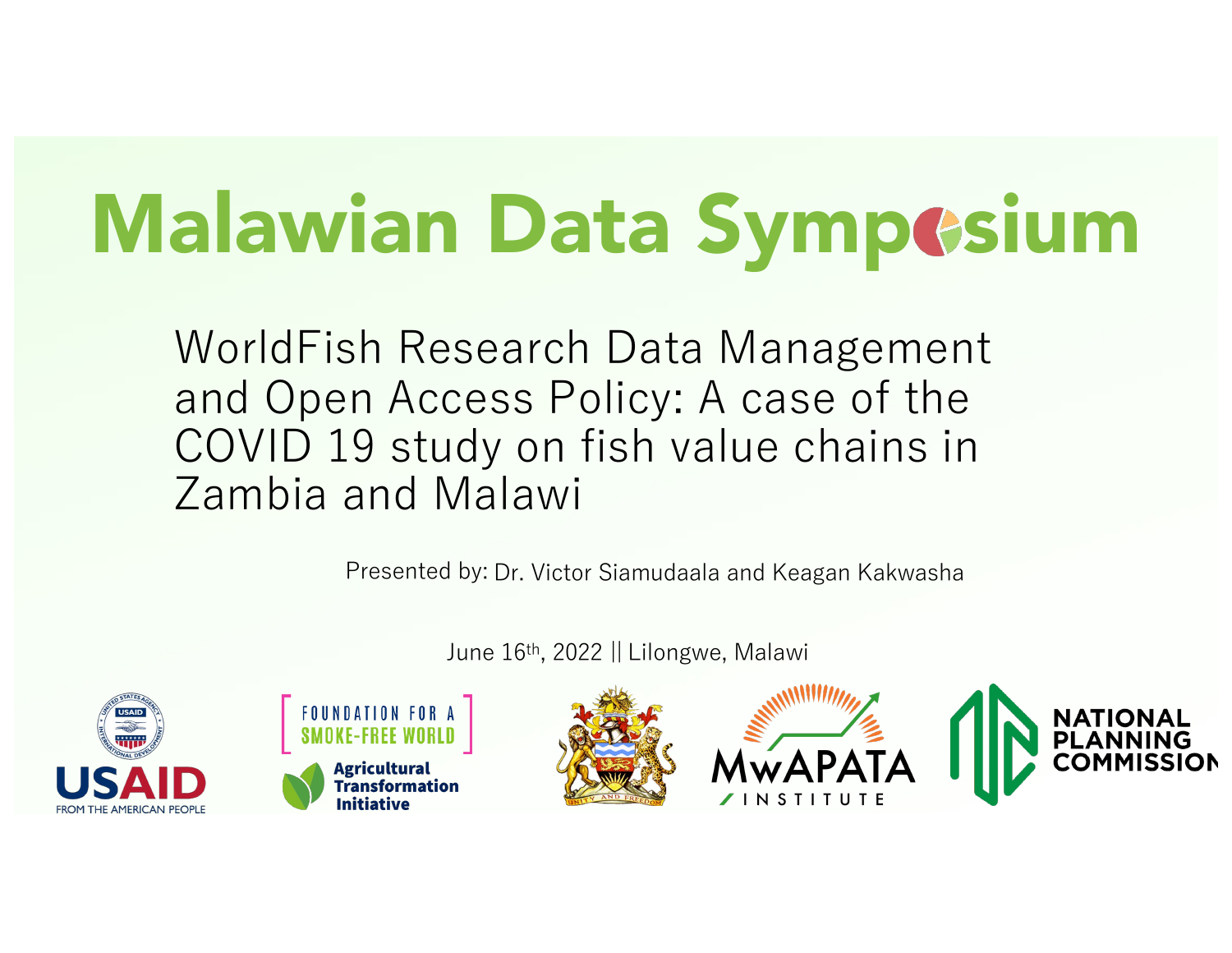# Malawian Data Symposium

## WorldFish Research Data Management and Open Access Policy: A case of the COVID 19 study on fish value chains in Zambia and Malawi

Presented by: Dr. Victor Siamudaala and Keagan Kakwasha

June 16th, 2022 || Lilongwe, Malawi

USAID FROM THE AMERICAN PEOPLE

FOUNDATION FOR A SMOKE-FREE WORLD

Agricultural Transformation Initiative

UNITY AND FREEDOM

MwAPATA INSTITUTE

NATIONAL PLANNING COMMISSION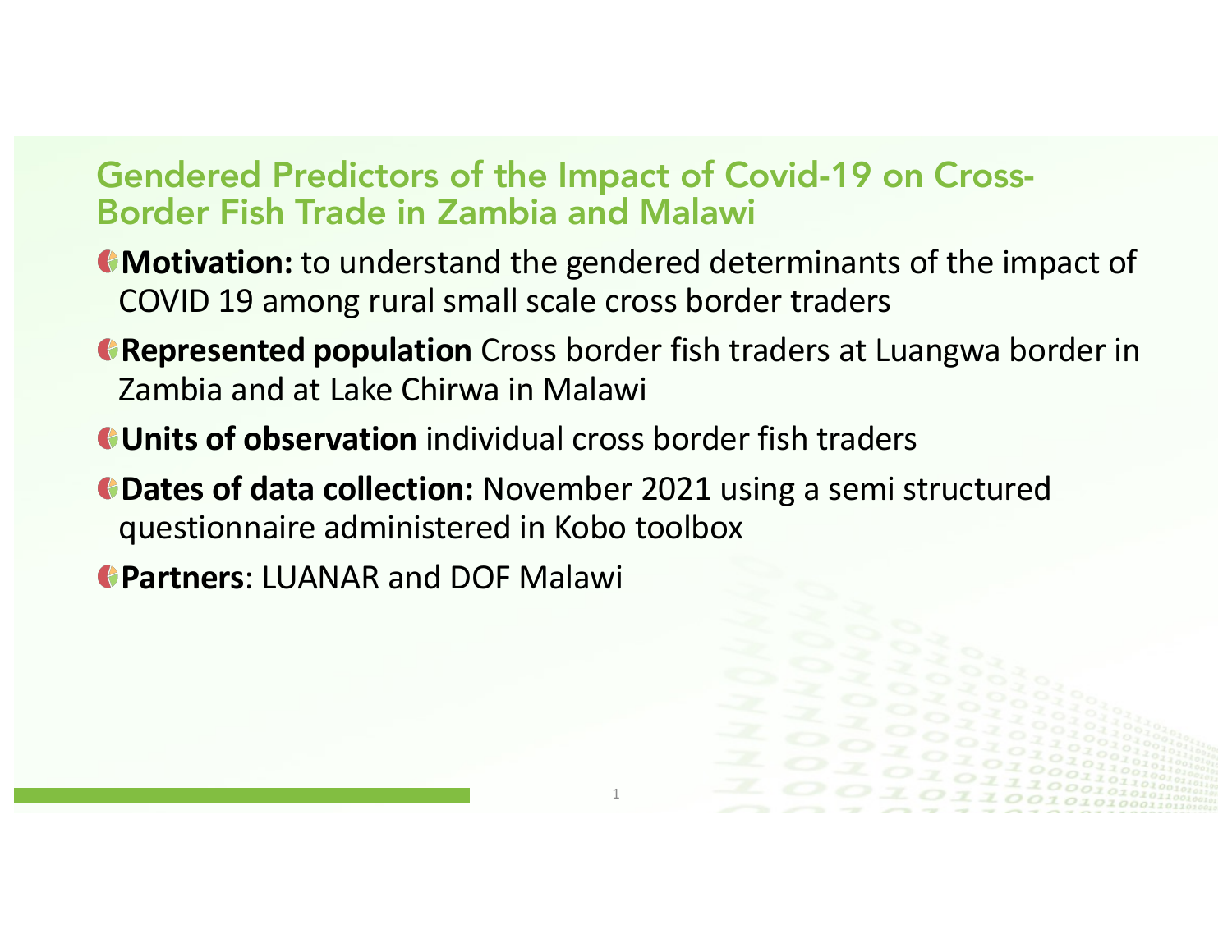## Gendered Predictors of the Impact of Covid-19 on Cross-Border Fish Trade in Zambia and Malawi

- **Motivation:** to understand the gendered determinants of the impact of COVID 19 among rural small scale cross border traders
- **Represented population** Cross border fish traders at Luangwa border in Zambia and at Lake Chirwa in Malawi
- **Units of observation** individual cross border fish traders
- **Dates of data collection:** November 2021 using a semi structured questionnaire administered in Kobo toolbox
- **Partners**: LUANAR and DOF Malawi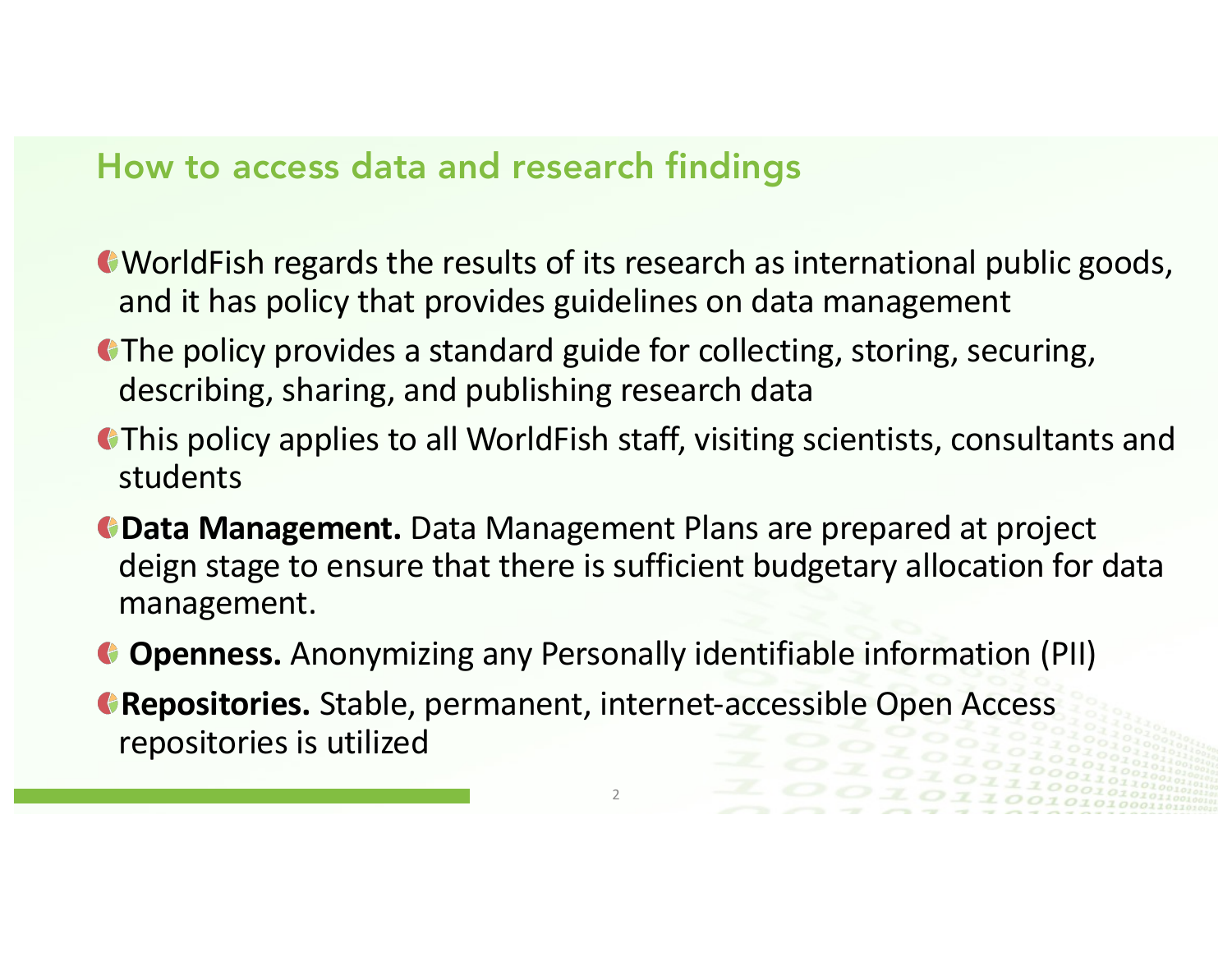## How to access data and research findings

- WorldFish regards the results of its research as international public goods, and it has policy that provides guidelines on data management
- The policy provides a standard guide for collecting, storing, securing, describing, sharing, and publishing research data
- This policy applies to all WorldFish staff, visiting scientists, consultants and students
- **Data Management.** Data Management Plans are prepared at project deign stage to ensure that there is sufficient budgetary allocation for data management.
- **Openness.** Anonymizing any Personally identifiable information (PII)
- **Repositories.** Stable, permanent, internet-accessible Open Access repositories is utilized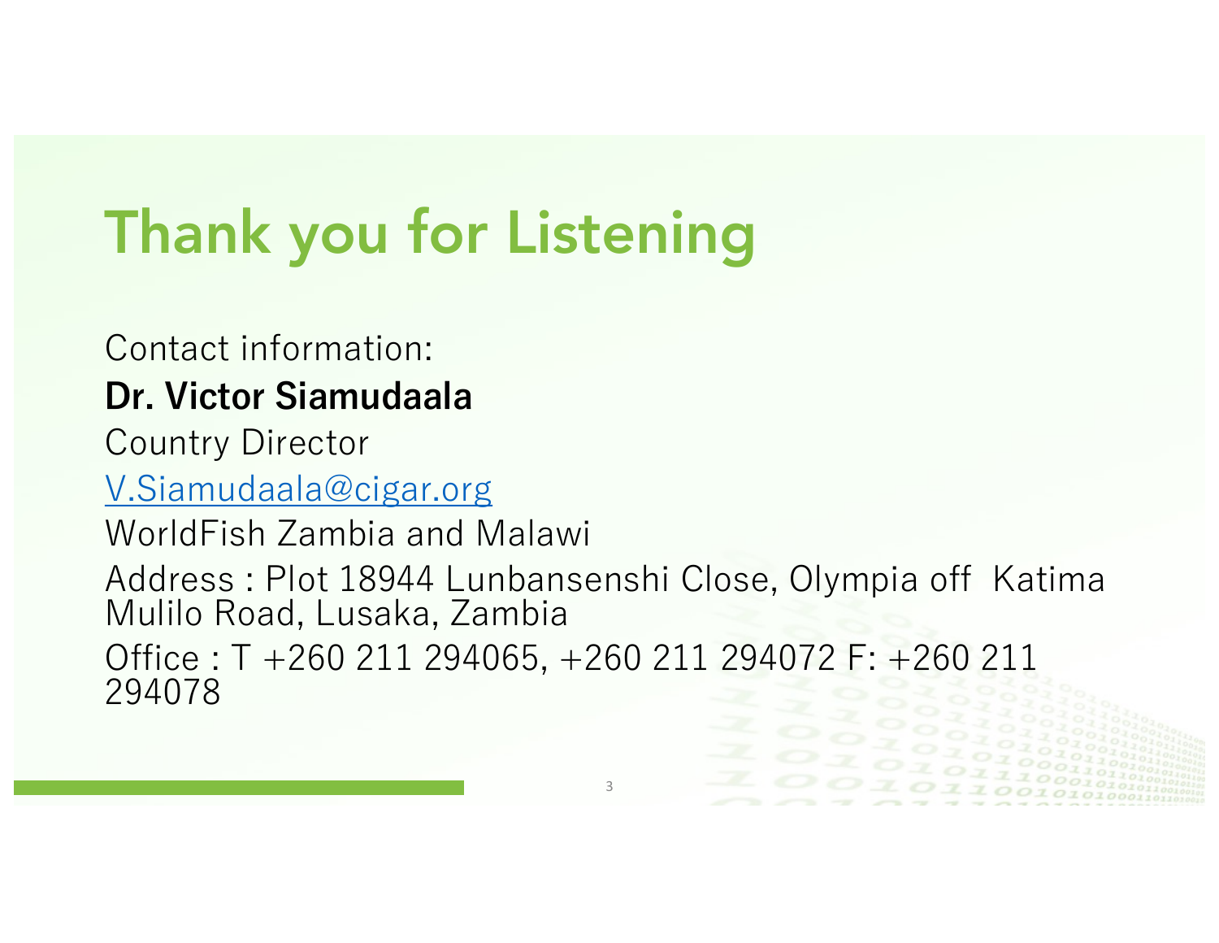# Thank you for Listening

Contact information:

**Dr. Victor Siamudaala**

Country Director

V.Siamudaala@cigar.org

WorldFish Zambia and Malawi

Address : Plot 18944 Lunbansenshi Close, Olympia off Katima Mulilo Road, Lusaka, Zambia

Office : T +260 211 294065, +260 211 294072 F: +260 211 294078